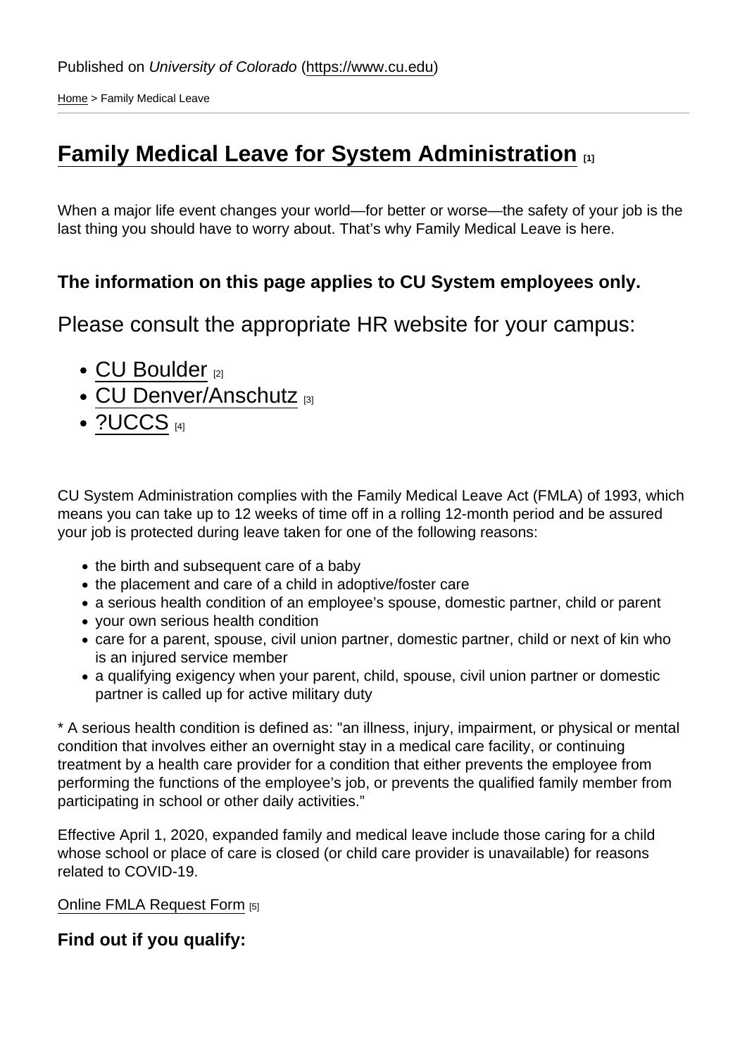Published on *University of Colorado* (https://www.cu.edu)

Home > Family Medical Leave

# Family Medical Leave for System Administration [1]

When a major life event changes your world—for better or worse—the safety of your job is the last thing you should have to worry about. That's why Family Medical Leave is here.

### The information on this page applies to CU System employees only.

## Please consult the appropriate HR website for your campus:

- CU Boulder [2]
- CU Denver/Anschutz [3]
- ?UCCS [4]

CU System Administration complies with the Family Medical Leave Act (FMLA) of 1993, which means you can take up to 12 weeks of time off in a rolling 12-month period and be assured your job is protected during leave taken for one of the following reasons:

- the birth and subsequent care of a baby
- the placement and care of a child in adoptive/foster care
- a serious health condition of an employee's spouse, domestic partner, child or parent
- your own serious health condition
- care for a parent, spouse, civil union partner, domestic partner, child or next of kin who is an injured service member
- a qualifying exigency when your parent, child, spouse, civil union partner or domestic partner is called up for active military duty

* A serious health condition is defined as: "an illness, injury, impairment, or physical or mental condition that involves either an overnight stay in a medical care facility, or continuing treatment by a health care provider for a condition that either prevents the employee from performing the functions of the employee's job, or prevents the qualified family member from participating in school or other daily activities."

Effective April 1, 2020, expanded family and medical leave include those caring for a child whose school or place of care is closed (or child care provider is unavailable) for reasons related to COVID-19.

Online FMLA Request Form [5]

### Find out if you qualify: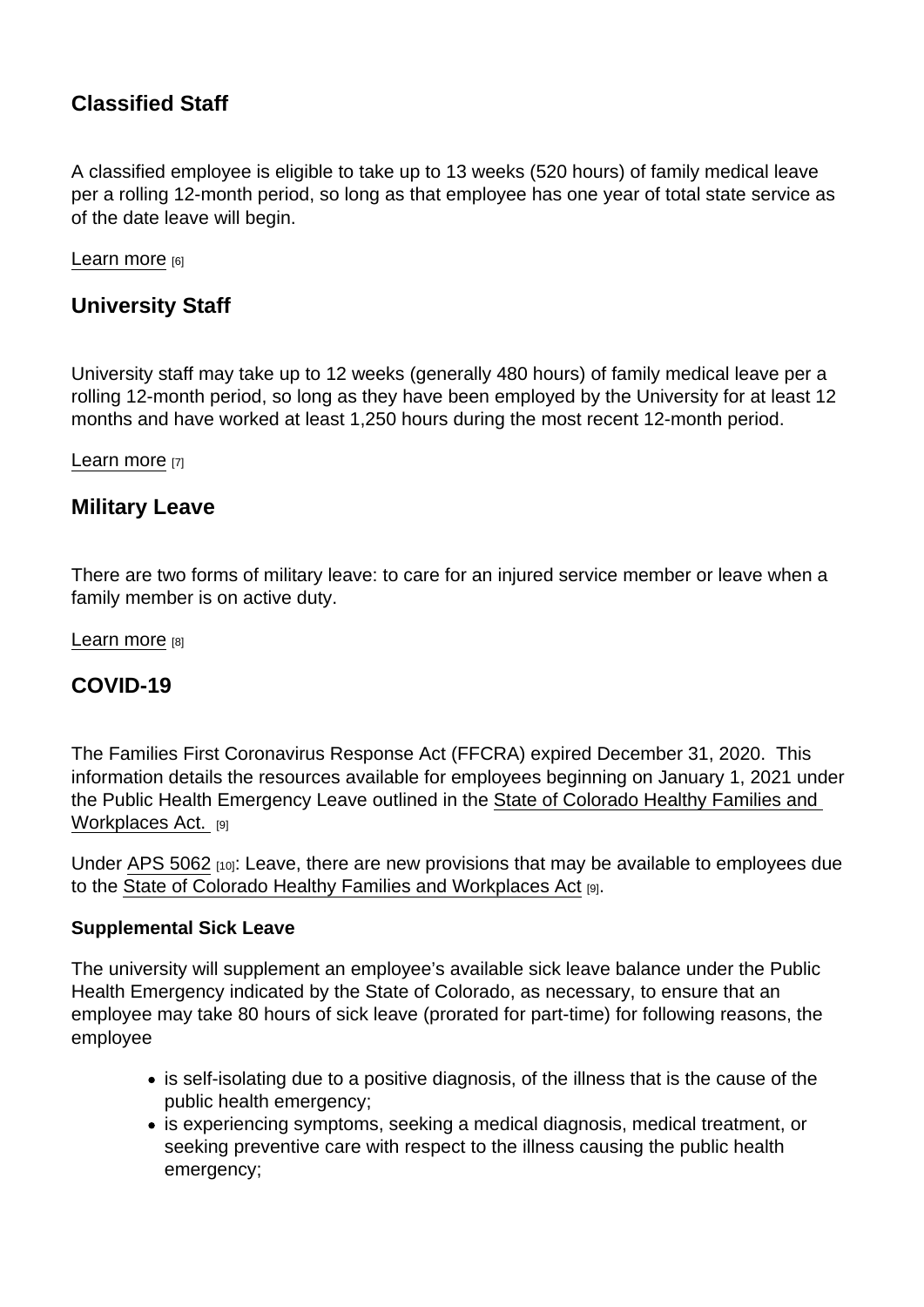## Classified Staff

A classified employee is eligible to take up to 13 weeks (520 hours) of family medical leave per a rolling 12-month period, so long as that employee has one year of total state service as of the date leave will begin.

Learn more [6]

## University Staff

University staff may take up to 12 weeks (generally 480 hours) of family medical leave per a rolling 12-month period, so long as they have been employed by the University for at least 12 months and have worked at least 1,250 hours during the most recent 12-month period.

Learn more [7]

## Military Leave

There are two forms of military leave: to care for an injured service member or leave when a family member is on active duty.

Learn more [8]

## COVID-19

The Families First Coronavirus Response Act (FFCRA) expired December 31, 2020. This information details the resources available for employees beginning on January 1, 2021 under the Public Health Emergency Leave outlined in the State of Colorado Healthy Families and Workplaces Act. [9]

Under APS 5062 [10]: Leave, there are new provisions that may be available to employees due to the State of Colorado Healthy Families and Workplaces Act [9].

**Supplemental Sick Leave**

The university will supplement an employee's available sick leave balance under the Public Health Emergency indicated by the State of Colorado, as necessary, to ensure that an employee may take 80 hours of sick leave (prorated for part-time) for following reasons, the employee

- is self-isolating due to a positive diagnosis, of the illness that is the cause of the public health emergency;
- is experiencing symptoms, seeking a medical diagnosis, medical treatment, or seeking preventive care with respect to the illness causing the public health emergency;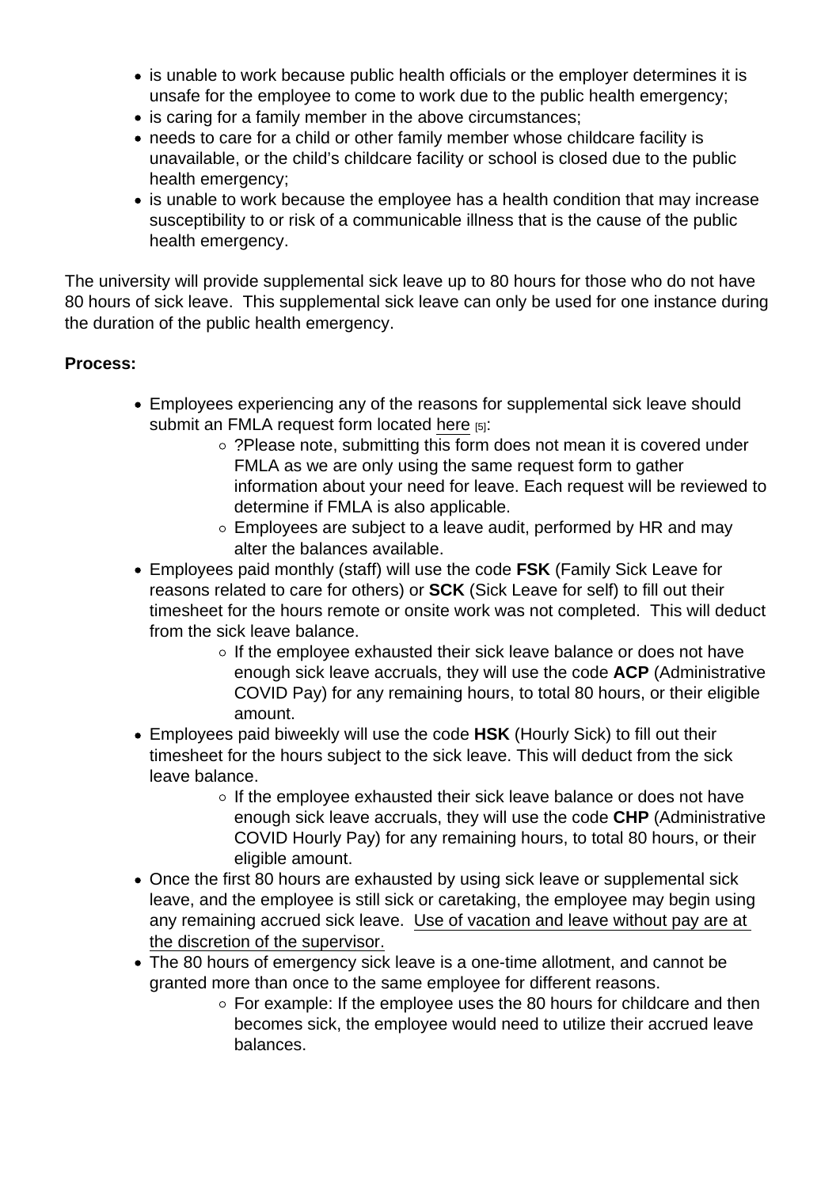- is unable to work because public health officials or the employer determines it is unsafe for the employee to come to work due to the public health emergency;
- is caring for a family member in the above circumstances;
- needs to care for a child or other family member whose childcare facility is unavailable, or the child's childcare facility or school is closed due to the public health emergency;
- is unable to work because the employee has a health condition that may increase susceptibility to or risk of a communicable illness that is the cause of the public health emergency.

The university will provide supplemental sick leave up to 80 hours for those who do not have 80 hours of sick leave. This supplemental sick leave can only be used for one instance during the duration of the public health emergency.

**Process:**

- Employees experiencing any of the reasons for supplemental sick leave should submit an FMLA request form located here [5]:
    - ?Please note, submitting this form does not mean it is covered under FMLA as we are only using the same request form to gather information about your need for leave. Each request will be reviewed to determine if FMLA is also applicable.
    - Employees are subject to a leave audit, performed by HR and may alter the balances available.
- Employees paid monthly (staff) will use the code **FSK** (Family Sick Leave for reasons related to care for others) or **SCK** (Sick Leave for self) to fill out their timesheet for the hours remote or onsite work was not completed. This will deduct from the sick leave balance.
    - If the employee exhausted their sick leave balance or does not have enough sick leave accruals, they will use the code **ACP** (Administrative COVID Pay) for any remaining hours, to total 80 hours, or their eligible amount.
- Employees paid biweekly will use the code **HSK** (Hourly Sick) to fill out their timesheet for the hours subject to the sick leave. This will deduct from the sick leave balance.
    - If the employee exhausted their sick leave balance or does not have enough sick leave accruals, they will use the code **CHP** (Administrative COVID Hourly Pay) for any remaining hours, to total 80 hours, or their eligible amount.
- Once the first 80 hours are exhausted by using sick leave or supplemental sick leave, and the employee is still sick or caretaking, the employee may begin using any remaining accrued sick leave. Use of vacation and leave without pay are at the discretion of the supervisor.
- The 80 hours of emergency sick leave is a one-time allotment, and cannot be granted more than once to the same employee for different reasons.
    - For example: If the employee uses the 80 hours for childcare and then becomes sick, the employee would need to utilize their accrued leave balances.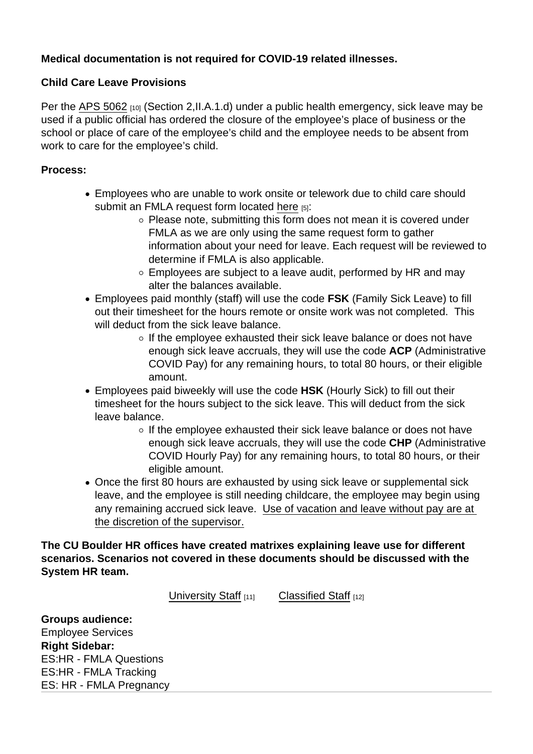**Medical documentation is not required for COVID-19 related illnesses.**

**Child Care Leave Provisions**

Per the APS 5062 [10] (Section 2,II.A.1.d) under a public health emergency, sick leave may be used if a public official has ordered the closure of the employee's place of business or the school or place of care of the employee's child and the employee needs to be absent from work to care for the employee's child.

**Process:**

- Employees who are unable to work onsite or telework due to child care should submit an FMLA request form located here [5]:
  - Please note, submitting this form does not mean it is covered under FMLA as we are only using the same request form to gather information about your need for leave. Each request will be reviewed to determine if FMLA is also applicable.
  - Employees are subject to a leave audit, performed by HR and may alter the balances available.
- Employees paid monthly (staff) will use the code **FSK** (Family Sick Leave) to fill out their timesheet for the hours remote or onsite work was not completed. This will deduct from the sick leave balance.
  - If the employee exhausted their sick leave balance or does not have enough sick leave accruals, they will use the code **ACP** (Administrative COVID Pay) for any remaining hours, to total 80 hours, or their eligible amount.
- Employees paid biweekly will use the code **HSK** (Hourly Sick) to fill out their timesheet for the hours subject to the sick leave. This will deduct from the sick leave balance.
  - If the employee exhausted their sick leave balance or does not have enough sick leave accruals, they will use the code **CHP** (Administrative COVID Hourly Pay) for any remaining hours, to total 80 hours, or their eligible amount.
- Once the first 80 hours are exhausted by using sick leave or supplemental sick leave, and the employee is still needing childcare, the employee may begin using any remaining accrued sick leave. Use of vacation and leave without pay are at the discretion of the supervisor.

**The CU Boulder HR offices have created matrixes explaining leave use for different scenarios. Scenarios not covered in these documents should be discussed with the System HR team.**

University Staff [11] Classified Staff [12]

**Groups audience:**
Employee Services
**Right Sidebar:**
ES:HR - FMLA Questions
ES:HR - FMLA Tracking
ES: HR - FMLA Pregnancy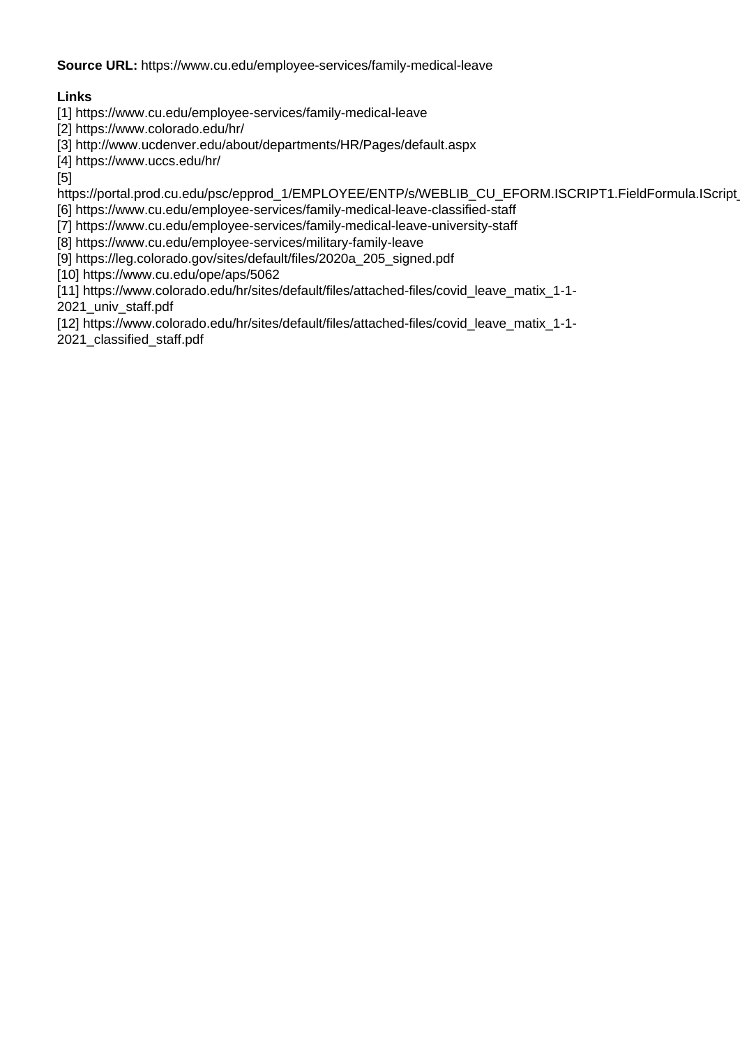**Source URL:** https://www.cu.edu/employee-services/family-medical-leave

**Links**

[1] https://www.cu.edu/employee-services/family-medical-leave
[2] https://www.colorado.edu/hr/
[3] http://www.ucdenver.edu/about/departments/HR/Pages/default.aspx
[4] https://www.uccs.edu/hr/
[5] https://portal.prod.cu.edu/psc/epprod_1/EMPLOYEE/ENTP/s/WEBLIB_CU_EFORM.ISCRIPT1.FieldFormula.IScript_
[6] https://www.cu.edu/employee-services/family-medical-leave-classified-staff
[7] https://www.cu.edu/employee-services/family-medical-leave-university-staff
[8] https://www.cu.edu/employee-services/military-family-leave
[9] https://leg.colorado.gov/sites/default/files/2020a_205_signed.pdf
[10] https://www.cu.edu/ope/aps/5062
[11] https://www.colorado.edu/hr/sites/default/files/attached-files/covid_leave_matix_1-1-2021_univ_staff.pdf
[12] https://www.colorado.edu/hr/sites/default/files/attached-files/covid_leave_matix_1-1-2021_classified_staff.pdf